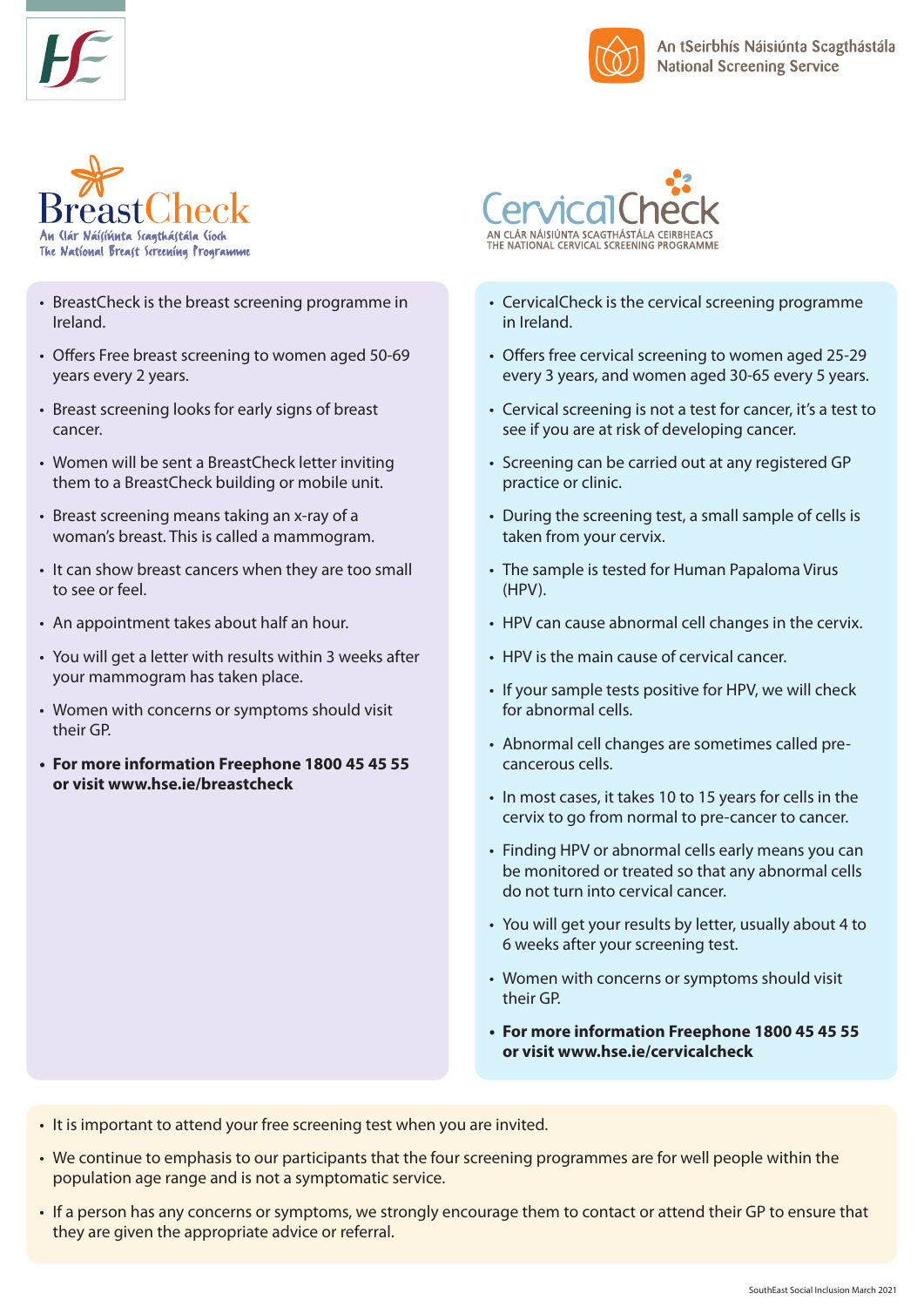An tSeirbhís Náisiúnta Scagthástála
National Screening Service

## BreastCheck

An Clár Náisiúnta Scagthástála Cíoch
The National Breast Screening Programme

- BreastCheck is the breast screening programme in Ireland.
- Offers Free breast screening to women aged 50-69 years every 2 years.
- Breast screening looks for early signs of breast cancer.
- Women will be sent a BreastCheck letter inviting them to a BreastCheck building or mobile unit.
- Breast screening means taking an x-ray of a woman's breast. This is called a mammogram.
- It can show breast cancers when they are too small to see or feel.
- An appointment takes about half an hour.
- You will get a letter with results within 3 weeks after your mammogram has taken place.
- Women with concerns or symptoms should visit their GP.
- **For more information Freephone 1800 45 45 55 or visit www.hse.ie/breastcheck**

## CervicalCheck

AN CLÁR NÁISIÚNTA SCAGTHÁSTÁLA CEIRBHEACS
THE NATIONAL CERVICAL SCREENING PROGRAMME

- CervicalCheck is the cervical screening programme in Ireland.
- Offers free cervical screening to women aged 25-29 every 3 years, and women aged 30-65 every 5 years.
- Cervical screening is not a test for cancer, it's a test to see if you are at risk of developing cancer.
- Screening can be carried out at any registered GP practice or clinic.
- During the screening test, a small sample of cells is taken from your cervix.
- The sample is tested for Human Papaloma Virus (HPV).
- HPV can cause abnormal cell changes in the cervix.
- HPV is the main cause of cervical cancer.
- If your sample tests positive for HPV, we will check for abnormal cells.
- Abnormal cell changes are sometimes called pre-cancerous cells.
- In most cases, it takes 10 to 15 years for cells in the cervix to go from normal to pre-cancer to cancer.
- Finding HPV or abnormal cells early means you can be monitored or treated so that any abnormal cells do not turn into cervical cancer.
- You will get your results by letter, usually about 4 to 6 weeks after your screening test.
- Women with concerns or symptoms should visit their GP.
- **For more information Freephone 1800 45 45 55 or visit www.hse.ie/cervicalcheck**

---

- It is important to attend your free screening test when you are invited.
- We continue to emphasis to our participants that the four screening programmes are for well people within the population age range and is not a symptomatic service.
- If a person has any concerns or symptoms, we strongly encourage them to contact or attend their GP to ensure that they are given the appropriate advice or referral.

SouthEast Social Inclusion March 2021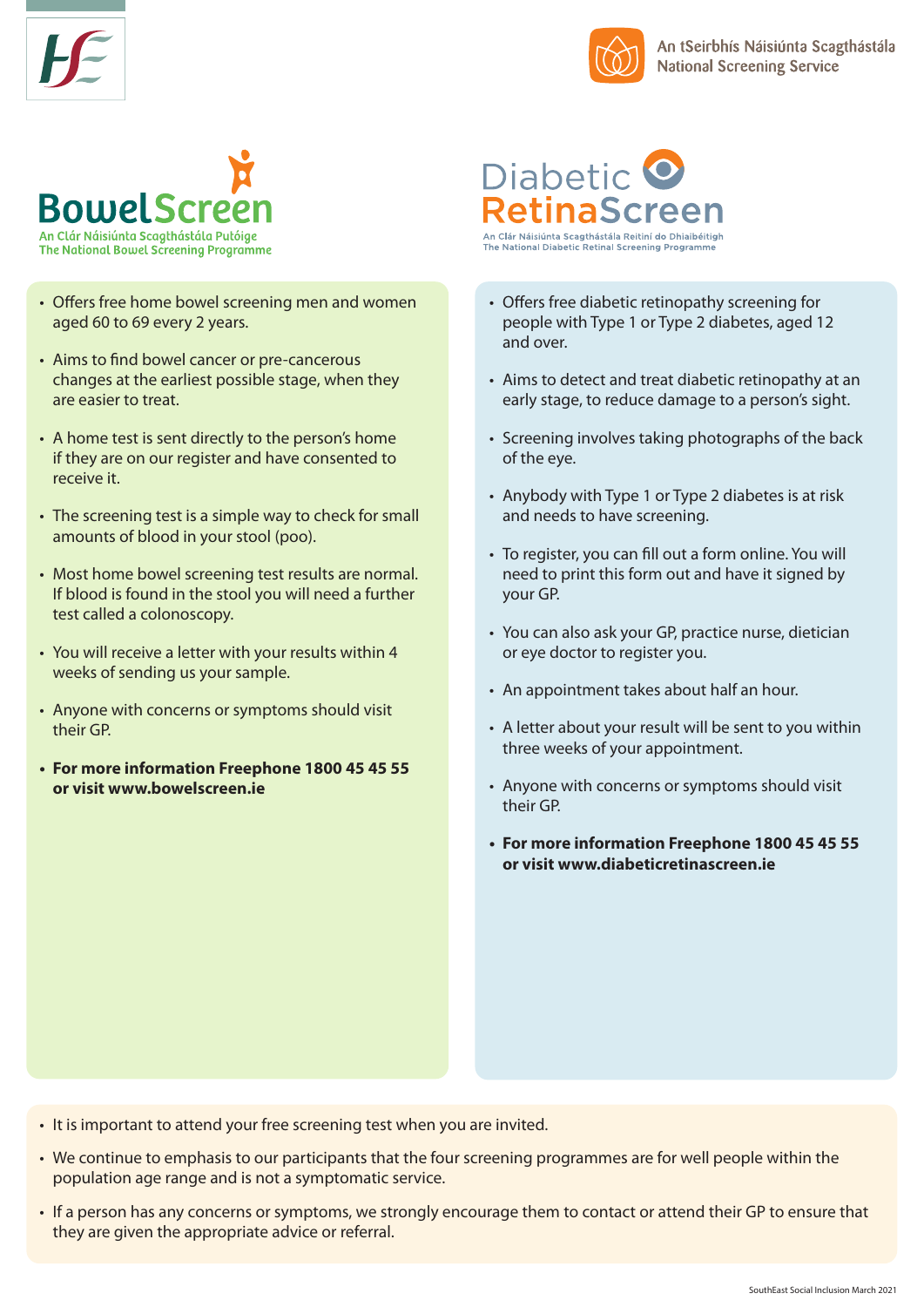An tSeirbhís Náisiúnta Scagthástála
National Screening Service

## BowelScreen

An Clár Náisiúnta Scagthástála Putóige
The National Bowel Screening Programme

- Offers free home bowel screening men and women aged 60 to 69 every 2 years.
- Aims to find bowel cancer or pre-cancerous changes at the earliest possible stage, when they are easier to treat.
- A home test is sent directly to the person's home if they are on our register and have consented to receive it.
- The screening test is a simple way to check for small amounts of blood in your stool (poo).
- Most home bowel screening test results are normal. If blood is found in the stool you will need a further test called a colonoscopy.
- You will receive a letter with your results within 4 weeks of sending us your sample.
- Anyone with concerns or symptoms should visit their GP.
- **For more information Freephone 1800 45 45 55 or visit www.bowelscreen.ie**

## Diabetic RetinaScreen

An Clár Náisiúnta Scagthástála Reitiní do Dhiaibéitigh
The National Diabetic Retinal Screening Programme

- Offers free diabetic retinopathy screening for people with Type 1 or Type 2 diabetes, aged 12 and over.
- Aims to detect and treat diabetic retinopathy at an early stage, to reduce damage to a person's sight.
- Screening involves taking photographs of the back of the eye.
- Anybody with Type 1 or Type 2 diabetes is at risk and needs to have screening.
- To register, you can fill out a form online. You will need to print this form out and have it signed by your GP.
- You can also ask your GP, practice nurse, dietician or eye doctor to register you.
- An appointment takes about half an hour.
- A letter about your result will be sent to you within three weeks of your appointment.
- Anyone with concerns or symptoms should visit their GP.
- **For more information Freephone 1800 45 45 55 or visit www.diabeticretinascreen.ie**

---

- It is important to attend your free screening test when you are invited.
- We continue to emphasis to our participants that the four screening programmes are for well people within the population age range and is not a symptomatic service.
- If a person has any concerns or symptoms, we strongly encourage them to contact or attend their GP to ensure that they are given the appropriate advice or referral.

SouthEast Social Inclusion March 2021